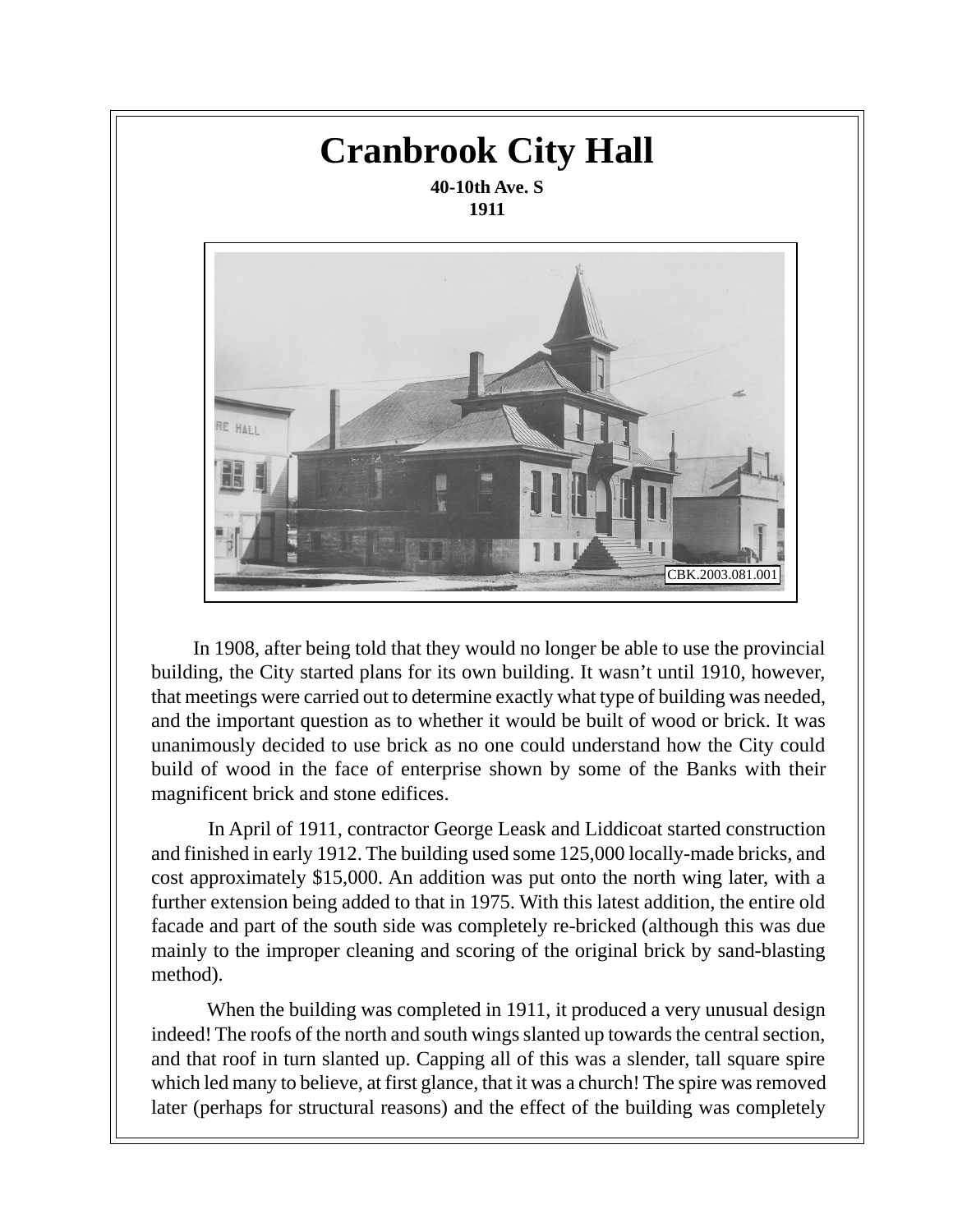# Cranbrook City Hall

**40-10th Ave. S**
**1911**

CBK.2003.081.001

In 1908, after being told that they would no longer be able to use the provincial building, the City started plans for its own building. It wasn't until 1910, however, that meetings were carried out to determine exactly what type of building was needed, and the important question as to whether it would be built of wood or brick. It was unanimously decided to use brick as no one could understand how the City could build of wood in the face of enterprise shown by some of the Banks with their magnificent brick and stone edifices.

In April of 1911, contractor George Leask and Liddicoat started construction and finished in early 1912. The building used some 125,000 locally-made bricks, and cost approximately $15,000. An addition was put onto the north wing later, with a further extension being added to that in 1975. With this latest addition, the entire old facade and part of the south side was completely re-bricked (although this was due mainly to the improper cleaning and scoring of the original brick by sand-blasting method).

When the building was completed in 1911, it produced a very unusual design indeed! The roofs of the north and south wings slanted up towards the central section, and that roof in turn slanted up. Capping all of this was a slender, tall square spire which led many to believe, at first glance, that it was a church! The spire was removed later (perhaps for structural reasons) and the effect of the building was completely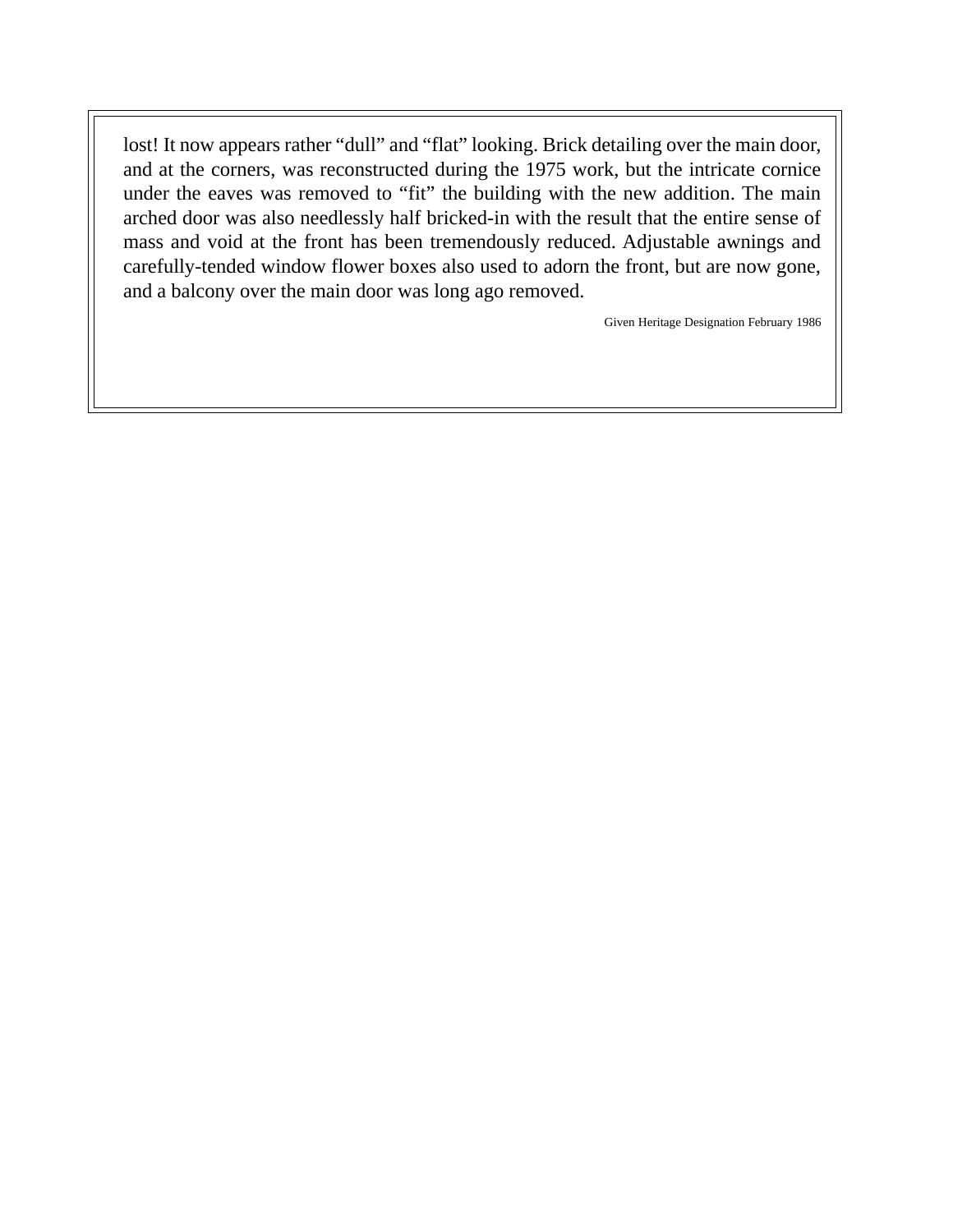lost! It now appears rather “dull” and “flat” looking. Brick detailing over the main door, and at the corners, was reconstructed during the 1975 work, but the intricate cornice under the eaves was removed to “fit” the building with the new addition. The main arched door was also needlessly half bricked-in with the result that the entire sense of mass and void at the front has been tremendously reduced. Adjustable awnings and carefully-tended window flower boxes also used to adorn the front, but are now gone, and a balcony over the main door was long ago removed.

Given Heritage Designation February 1986